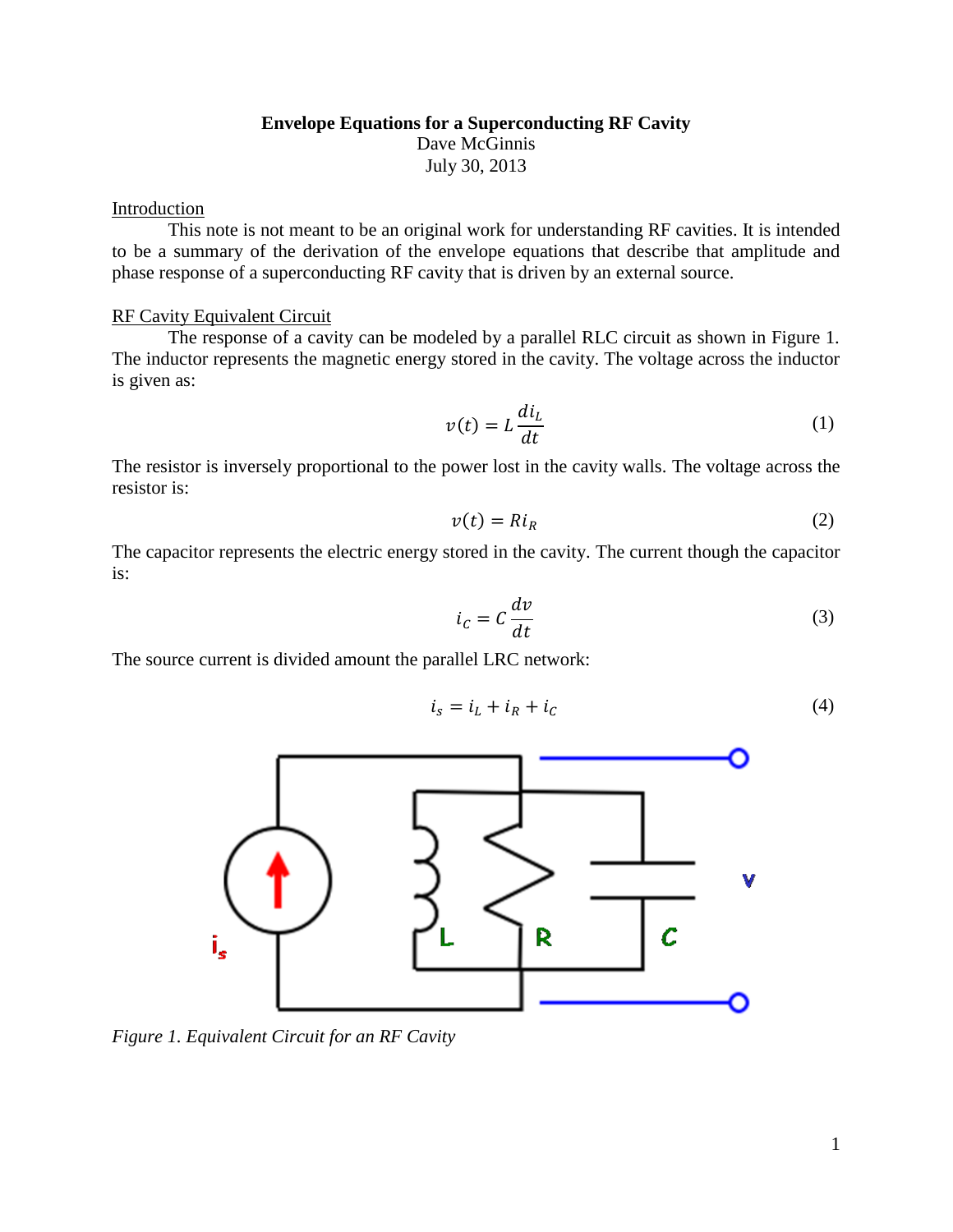# Envelope Equations for a Superconducting RF Cavity

Dave McGinnis
July 30, 2013

## Introduction

This note is not meant to be an original work for understanding RF cavities. It is intended to be a summary of the derivation of the envelope equations that describe that amplitude and phase response of a superconducting RF cavity that is driven by an external source.

## RF Cavity Equivalent Circuit

The response of a cavity can be modeled by a parallel RLC circuit as shown in Figure 1. The inductor represents the magnetic energy stored in the cavity. The voltage across the inductor is given as:

$$v(t) = L\frac{di_L}{dt} \tag{1}$$

The resistor is inversely proportional to the power lost in the cavity walls. The voltage across the resistor is:

$$v(t) = Ri_R \tag{2}$$

The capacitor represents the electric energy stored in the cavity. The current though the capacitor is:

$$i_C = C\frac{dv}{dt} \tag{3}$$

The source current is divided amount the parallel LRC network:

$$i_s = i_L + i_R + i_C \tag{4}$$

*Figure 1. Equivalent Circuit for an RF Cavity*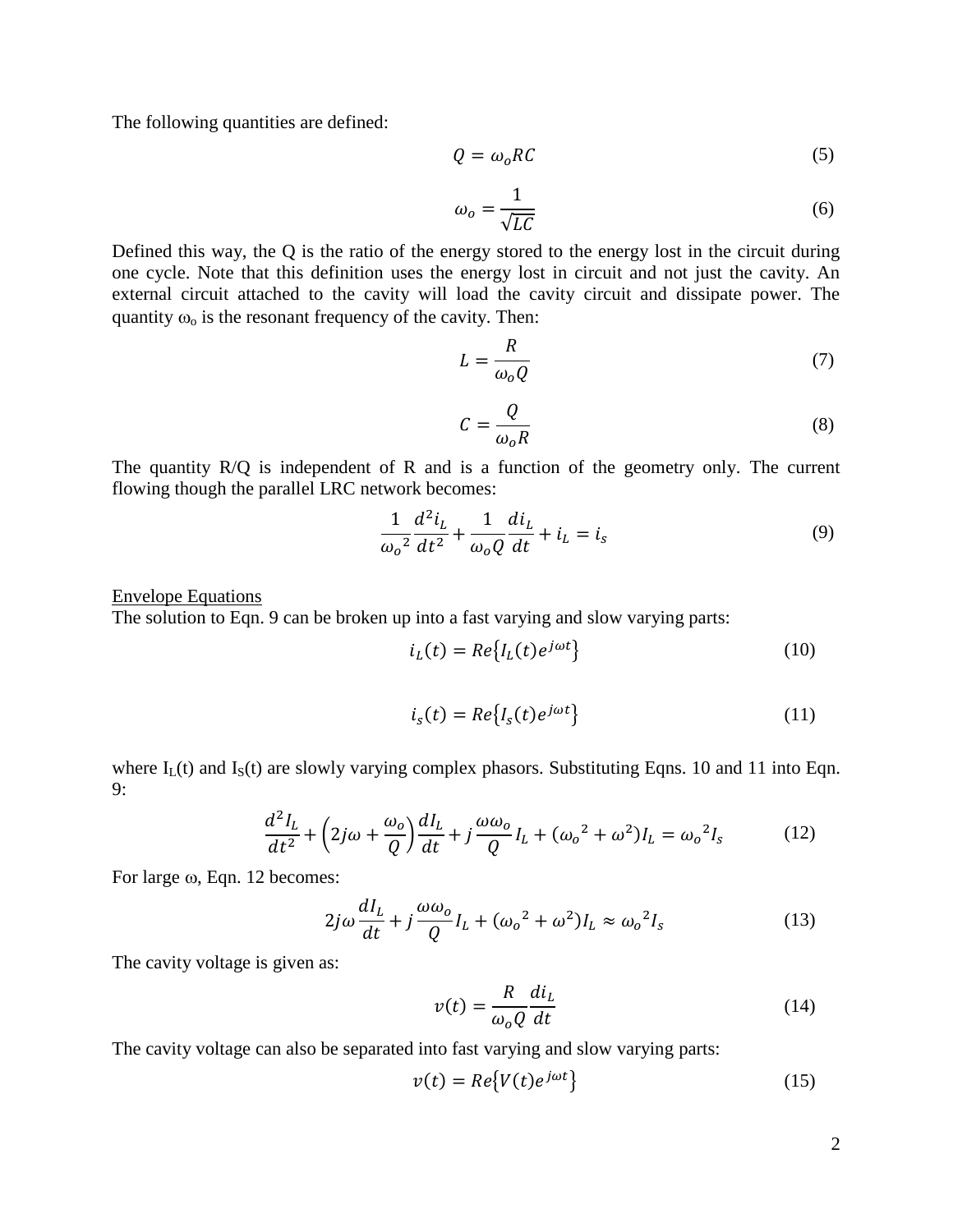The following quantities are defined:

$$Q = \omega_o RC \tag{5}$$

$$\omega_o = \frac{1}{\sqrt{LC}} \tag{6}$$

Defined this way, the Q is the ratio of the energy stored to the energy lost in the circuit during one cycle. Note that this definition uses the energy lost in circuit and not just the cavity. An external circuit attached to the cavity will load the cavity circuit and dissipate power. The quantity $\omega_o$ is the resonant frequency of the cavity. Then:

$$L = \frac{R}{\omega_o Q} \tag{7}$$

$$C = \frac{Q}{\omega_o R} \tag{8}$$

The quantity R/Q is independent of R and is a function of the geometry only. The current flowing though the parallel LRC network becomes:

$$\frac{1}{\omega_o^2}\frac{d^2 i_L}{dt^2} + \frac{1}{\omega_o Q}\frac{di_L}{dt} + i_L = i_s \tag{9}$$

Envelope Equations

The solution to Eqn. 9 can be broken up into a fast varying and slow varying parts:

$$i_L(t) = Re\{I_L(t)e^{j\omega t}\} \tag{10}$$

$$i_s(t) = Re\{I_s(t)e^{j\omega t}\} \tag{11}$$

where $I_L(t)$ and $I_S(t)$ are slowly varying complex phasors. Substituting Eqns. 10 and 11 into Eqn. 9:

$$\frac{d^2 I_L}{dt^2} + \left(2j\omega + \frac{\omega_o}{Q}\right)\frac{dI_L}{dt} + j\frac{\omega\omega_o}{Q}I_L + (\omega_o^2 + \omega^2)I_L = \omega_o^2 I_s \tag{12}$$

For large $\omega$, Eqn. 12 becomes:

$$2j\omega\frac{dI_L}{dt} + j\frac{\omega\omega_o}{Q}I_L + (\omega_o^2 + \omega^2)I_L \approx \omega_o^2 I_s \tag{13}$$

The cavity voltage is given as:

$$v(t) = \frac{R}{\omega_o Q}\frac{di_L}{dt} \tag{14}$$

The cavity voltage can also be separated into fast varying and slow varying parts:

$$v(t) = Re\{V(t)e^{j\omega t}\} \tag{15}$$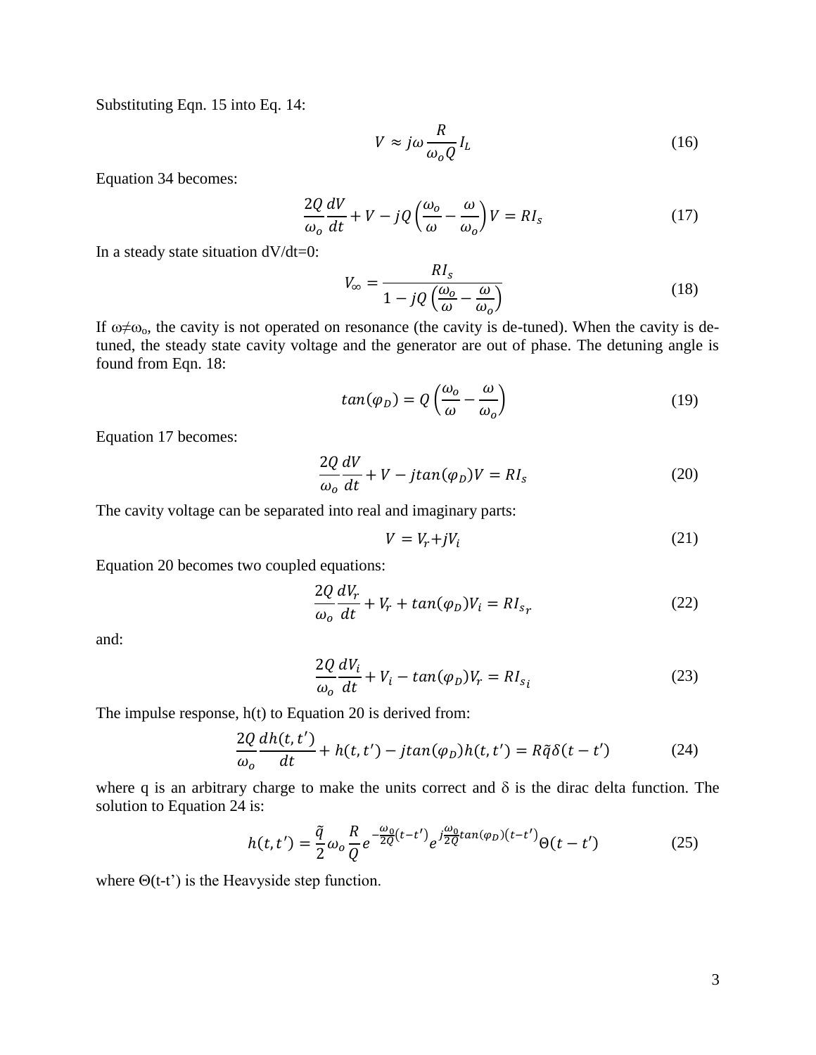Substituting Eqn. 15 into Eq. 14:

$$V \approx j\omega \frac{R}{\omega_o Q} I_L \tag{16}$$

Equation 34 becomes:

$$\frac{2Q}{\omega_o}\frac{dV}{dt} + V - jQ\left(\frac{\omega_o}{\omega} - \frac{\omega}{\omega_o}\right)V = RI_s \tag{17}$$

In a steady state situation dV/dt=0:

$$V_\infty = \frac{RI_s}{1 - jQ\left(\frac{\omega_o}{\omega} - \frac{\omega}{\omega_o}\right)} \tag{18}$$

If $\omega \neq \omega_o$, the cavity is not operated on resonance (the cavity is de-tuned). When the cavity is de-tuned, the steady state cavity voltage and the generator are out of phase. The detuning angle is found from Eqn. 18:

$$tan(\varphi_D) = Q\left(\frac{\omega_o}{\omega} - \frac{\omega}{\omega_o}\right) \tag{19}$$

Equation 17 becomes:

$$\frac{2Q}{\omega_o}\frac{dV}{dt} + V - j tan(\varphi_D)V = RI_s \tag{20}$$

The cavity voltage can be separated into real and imaginary parts:

$$V = V_r + jV_i \tag{21}$$

Equation 20 becomes two coupled equations:

$$\frac{2Q}{\omega_o}\frac{dV_r}{dt} + V_r + tan(\varphi_D)V_i = RI_{s_r} \tag{22}$$

and:

$$\frac{2Q}{\omega_o}\frac{dV_i}{dt} + V_i - tan(\varphi_D)V_r = RI_{s_i} \tag{23}$$

The impulse response, h(t) to Equation 20 is derived from:

$$\frac{2Q}{\omega_o}\frac{dh(t,t')}{dt} + h(t,t') - j tan(\varphi_D)h(t,t') = R\tilde{q}\delta(t-t') \tag{24}$$

where q is an arbitrary charge to make the units correct and $\delta$ is the dirac delta function. The solution to Equation 24 is:

$$h(t,t') = \frac{\tilde{q}}{2}\omega_o \frac{R}{Q} e^{-\frac{\omega_0}{2Q}(t-t')} e^{j\frac{\omega_0}{2Q}tan(\varphi_D)(t-t')}\Theta(t-t') \tag{25}$$

where $\Theta$(t-t') is the Heavyside step function.